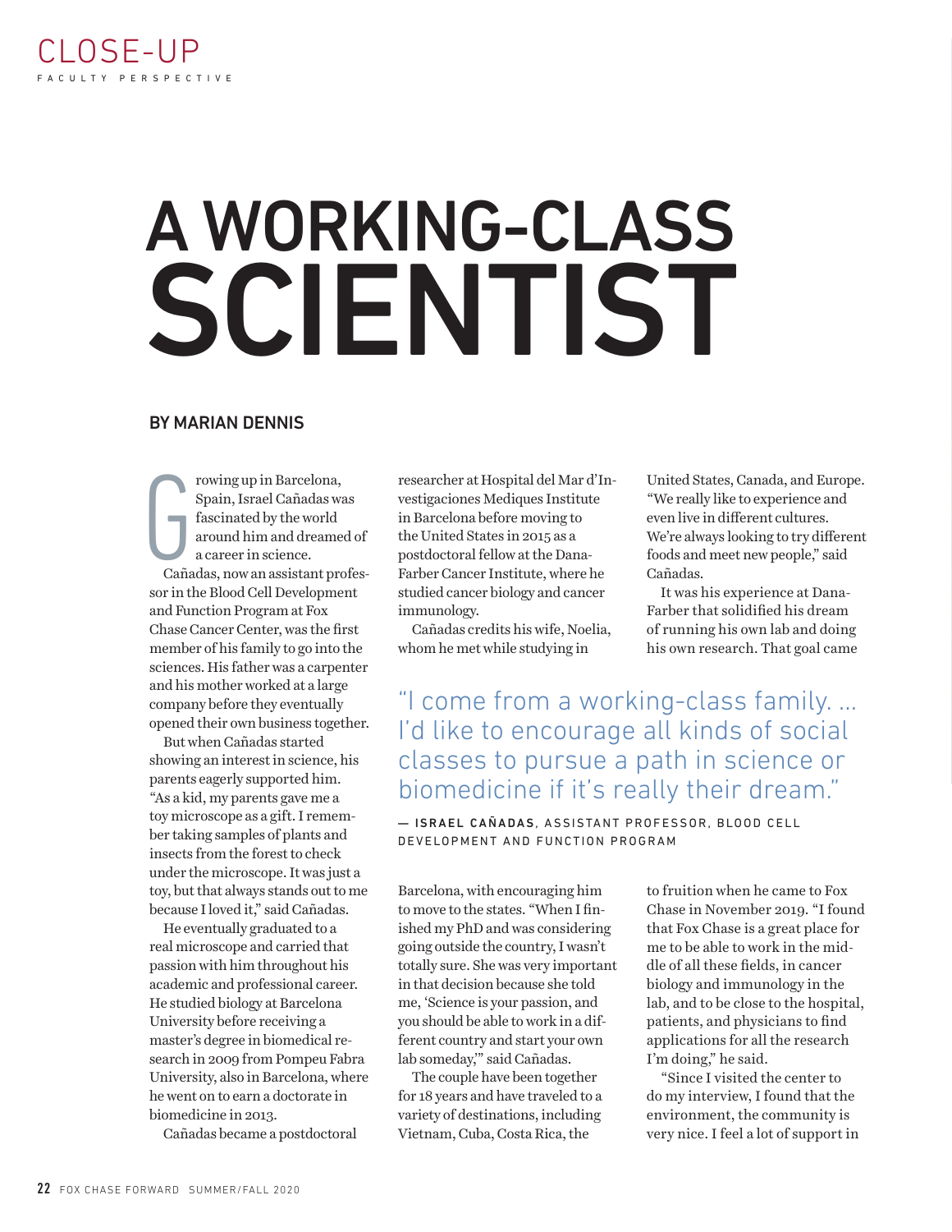CLOSE-UP

FACULTY PERSPECTIVE

# A WORKING-CLASS SCIENTIST

**BY MARIAN DENNIS**

Growing up in Barcelona, Spain, Israel Cañadas was fascinated by the world around him and dreamed of a career in science.

Cañadas, now an assistant professor in the Blood Cell Development and Function Program at Fox Chase Cancer Center, was the first member of his family to go into the sciences. His father was a carpenter and his mother worked at a large company before they eventually opened their own business together.

But when Cañadas started showing an interest in science, his parents eagerly supported him. "As a kid, my parents gave me a toy microscope as a gift. I remember taking samples of plants and insects from the forest to check under the microscope. It was just a toy, but that always stands out to me because I loved it," said Cañadas.

He eventually graduated to a real microscope and carried that passion with him throughout his academic and professional career. He studied biology at Barcelona University before receiving a master's degree in biomedical research in 2009 from Pompeu Fabra University, also in Barcelona, where he went on to earn a doctorate in biomedicine in 2013.

Cañadas became a postdoctoral researcher at Hospital del Mar d'Investigaciones Mediques Institute in Barcelona before moving to the United States in 2015 as a postdoctoral fellow at the Dana-Farber Cancer Institute, where he studied cancer biology and cancer immunology.

Cañadas credits his wife, Noelia, whom he met while studying in Barcelona, with encouraging him to move to the states. "When I finished my PhD and was considering going outside the country, I wasn't totally sure. She was very important in that decision because she told me, 'Science is your passion, and you should be able to work in a different country and start your own lab someday,'" said Cañadas.

The couple have been together for 18 years and have traveled to a variety of destinations, including Vietnam, Cuba, Costa Rica, the United States, Canada, and Europe. "We really like to experience and even live in different cultures. We're always looking to try different foods and meet new people," said Cañadas.

It was his experience at Dana-Farber that solidified his dream of running his own lab and doing his own research. That goal came to fruition when he came to Fox Chase in November 2019. "I found that Fox Chase is a great place for me to be able to work in the middle of all these fields, in cancer biology and immunology in the lab, and to be close to the hospital, patients, and physicians to find applications for all the research I'm doing," he said.

"Since I visited the center to do my interview, I found that the environment, the community is very nice. I feel a lot of support in

> "I come from a working-class family. … I'd like to encourage all kinds of social classes to pursue a path in science or biomedicine if it's really their dream."
>
> — **ISRAEL CAÑADAS**, ASSISTANT PROFESSOR, BLOOD CELL DEVELOPMENT AND FUNCTION PROGRAM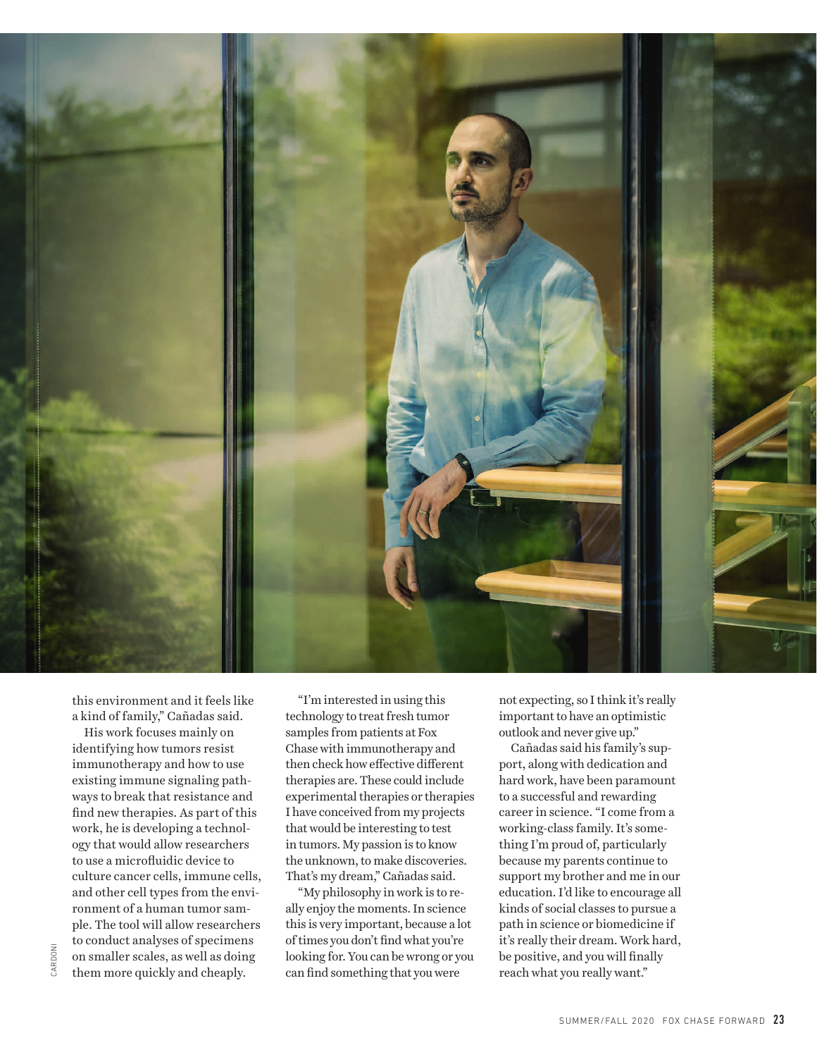this environment and it feels like a kind of family," Cañadas said.

His work focuses mainly on identifying how tumors resist immunotherapy and how to use existing immune signaling pathways to break that resistance and find new therapies. As part of this work, he is developing a technology that would allow researchers to use a microfluidic device to culture cancer cells, immune cells, and other cell types from the environment of a human tumor sample. The tool will allow researchers to conduct analyses of specimens on smaller scales, as well as doing them more quickly and cheaply.

"I'm interested in using this technology to treat fresh tumor samples from patients at Fox Chase with immunotherapy and then check how effective different therapies are. These could include experimental therapies or therapies I have conceived from my projects that would be interesting to test in tumors. My passion is to know the unknown, to make discoveries. That's my dream," Cañadas said.

"My philosophy in work is to really enjoy the moments. In science this is very important, because a lot of times you don't find what you're looking for. You can be wrong or you can find something that you were not expecting, so I think it's really important to have an optimistic outlook and never give up."

Cañadas said his family's support, along with dedication and hard work, have been paramount to a successful and rewarding career in science. "I come from a working-class family. It's something I'm proud of, particularly because my parents continue to support my brother and me in our education. I'd like to encourage all kinds of social classes to pursue a path in science or biomedicine if it's really their dream. Work hard, be positive, and you will finally reach what you really want."

CARDONI